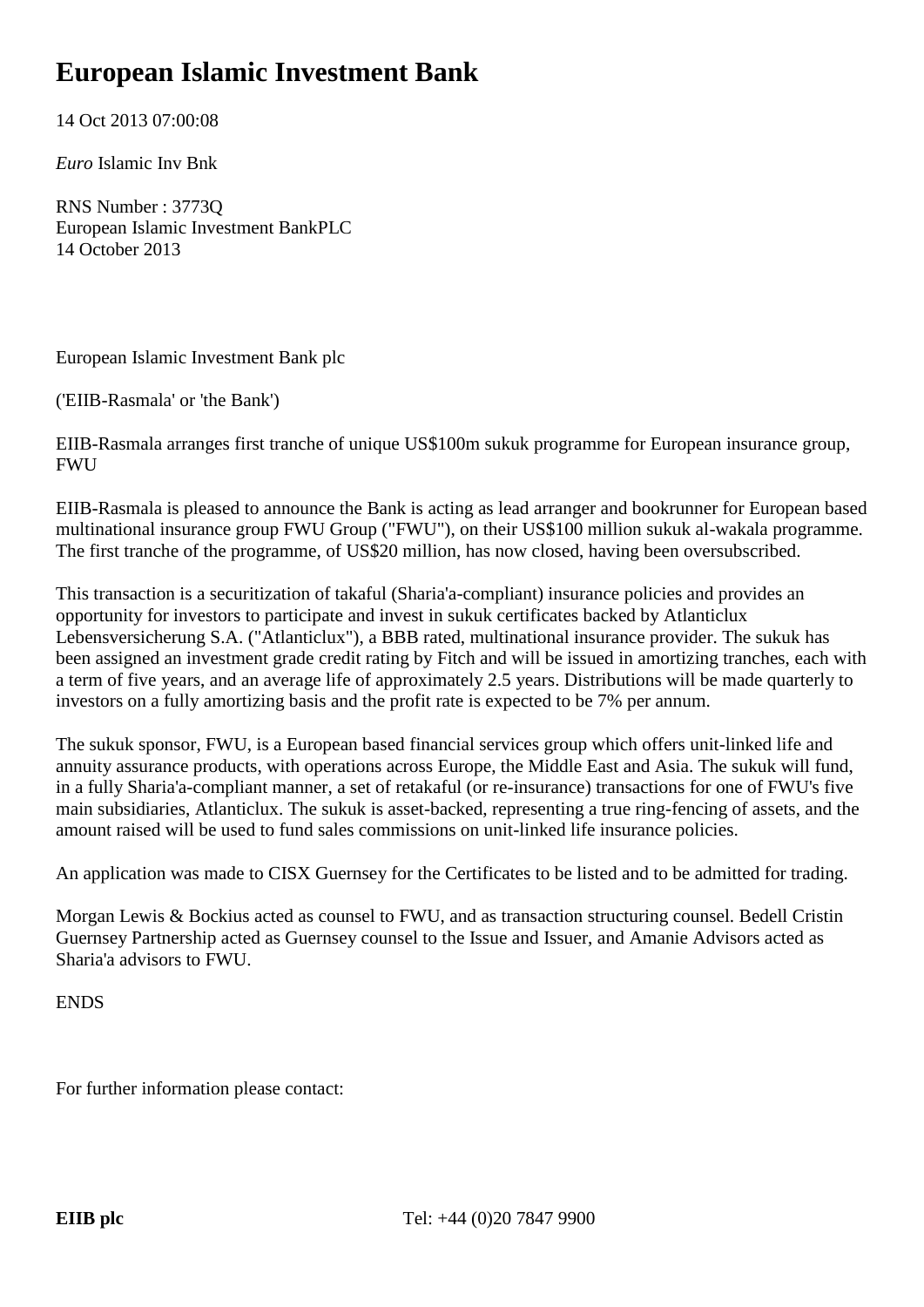# European Islamic Investment Bank

14 Oct 2013 07:00:08

*Euro* Islamic Inv Bnk

RNS Number : 3773Q
European Islamic Investment BankPLC
14 October 2013

European Islamic Investment Bank plc

('EIIB-Rasmala' or 'the Bank')

EIIB-Rasmala arranges first tranche of unique US$100m sukuk programme for European insurance group, FWU

EIIB-Rasmala is pleased to announce the Bank is acting as lead arranger and bookrunner for European based multinational insurance group FWU Group ("FWU"), on their US$100 million sukuk al-wakala programme. The first tranche of the programme, of US$20 million, has now closed, having been oversubscribed.

This transaction is a securitization of takaful (Sharia'a-compliant) insurance policies and provides an opportunity for investors to participate and invest in sukuk certificates backed by Atlanticlux Lebensversicherung S.A. ("Atlanticlux"), a BBB rated, multinational insurance provider. The sukuk has been assigned an investment grade credit rating by Fitch and will be issued in amortizing tranches, each with a term of five years, and an average life of approximately 2.5 years. Distributions will be made quarterly to investors on a fully amortizing basis and the profit rate is expected to be 7% per annum.

The sukuk sponsor, FWU, is a European based financial services group which offers unit-linked life and annuity assurance products, with operations across Europe, the Middle East and Asia. The sukuk will fund, in a fully Sharia'a-compliant manner, a set of retakaful (or re-insurance) transactions for one of FWU's five main subsidiaries, Atlanticlux. The sukuk is asset-backed, representing a true ring-fencing of assets, and the amount raised will be used to fund sales commissions on unit-linked life insurance policies.

An application was made to CISX Guernsey for the Certificates to be listed and to be admitted for trading.

Morgan Lewis & Bockius acted as counsel to FWU, and as transaction structuring counsel. Bedell Cristin Guernsey Partnership acted as Guernsey counsel to the Issue and Issuer, and Amanie Advisors acted as Sharia'a advisors to FWU.

ENDS

For further information please contact:

**EIIB plc** Tel: +44 (0)20 7847 9900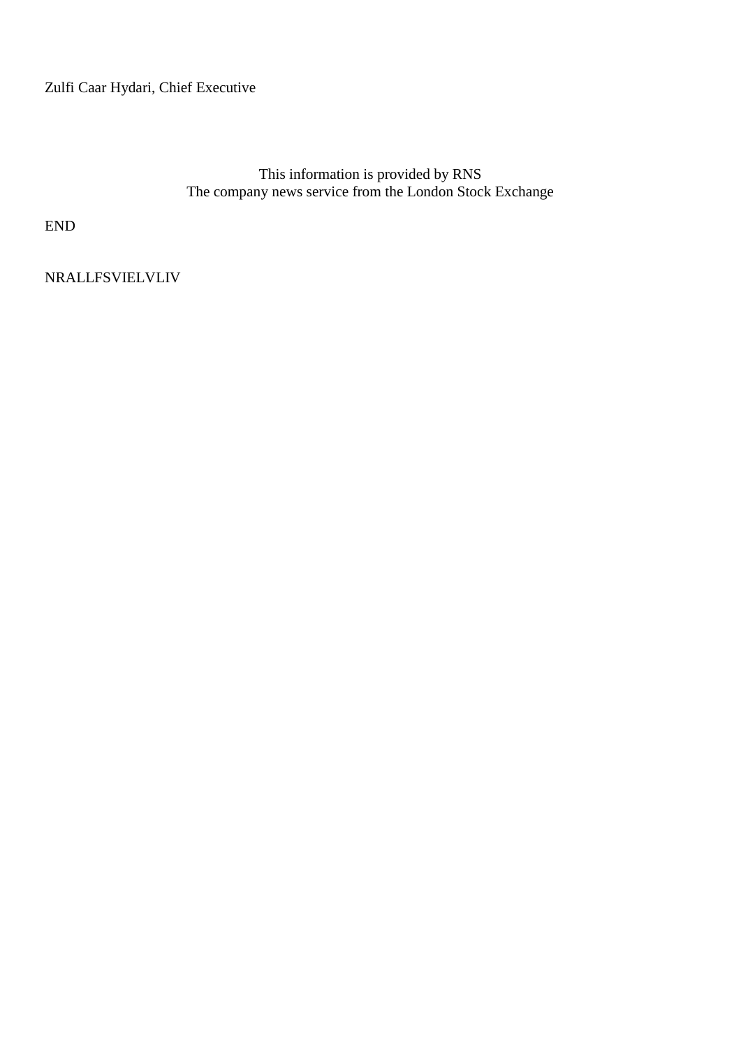Zulfi Caar Hydari, Chief Executive

This information is provided by RNS
The company news service from the London Stock Exchange

END

NRALLFSVIELVLIV